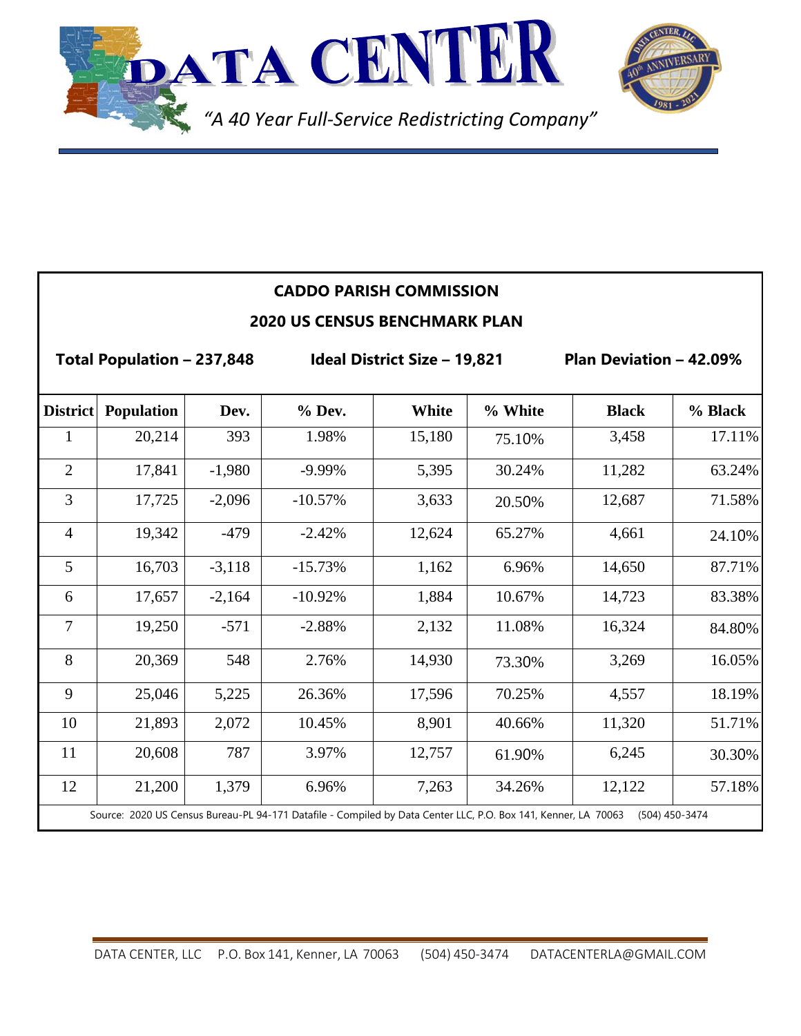# DATA CENTER

*"A 40 Year Full-Service Redistricting Company"*

## CADDO PARISH COMMISSION

### 2020 US CENSUS BENCHMARK PLAN

**Total Population – 237,848** **Ideal District Size – 19,821** **Plan Deviation – 42.09%**

| District | Population | Dev. | % Dev. | White | % White | Black | % Black |
|---|---|---|---|---|---|---|---|
| 1 | 20,214 | 393 | 1.98% | 15,180 | 75.10% | 3,458 | 17.11% |
| 2 | 17,841 | -1,980 | -9.99% | 5,395 | 30.24% | 11,282 | 63.24% |
| 3 | 17,725 | -2,096 | -10.57% | 3,633 | 20.50% | 12,687 | 71.58% |
| 4 | 19,342 | -479 | -2.42% | 12,624 | 65.27% | 4,661 | 24.10% |
| 5 | 16,703 | -3,118 | -15.73% | 1,162 | 6.96% | 14,650 | 87.71% |
| 6 | 17,657 | -2,164 | -10.92% | 1,884 | 10.67% | 14,723 | 83.38% |
| 7 | 19,250 | -571 | -2.88% | 2,132 | 11.08% | 16,324 | 84.80% |
| 8 | 20,369 | 548 | 2.76% | 14,930 | 73.30% | 3,269 | 16.05% |
| 9 | 25,046 | 5,225 | 26.36% | 17,596 | 70.25% | 4,557 | 18.19% |
| 10 | 21,893 | 2,072 | 10.45% | 8,901 | 40.66% | 11,320 | 51.71% |
| 11 | 20,608 | 787 | 3.97% | 12,757 | 61.90% | 6,245 | 30.30% |
| 12 | 21,200 | 1,379 | 6.96% | 7,263 | 34.26% | 12,122 | 57.18% |

Source: 2020 US Census Bureau-PL 94-171 Datafile - Compiled by Data Center LLC, P.O. Box 141, Kenner, LA 70063 (504) 450-3474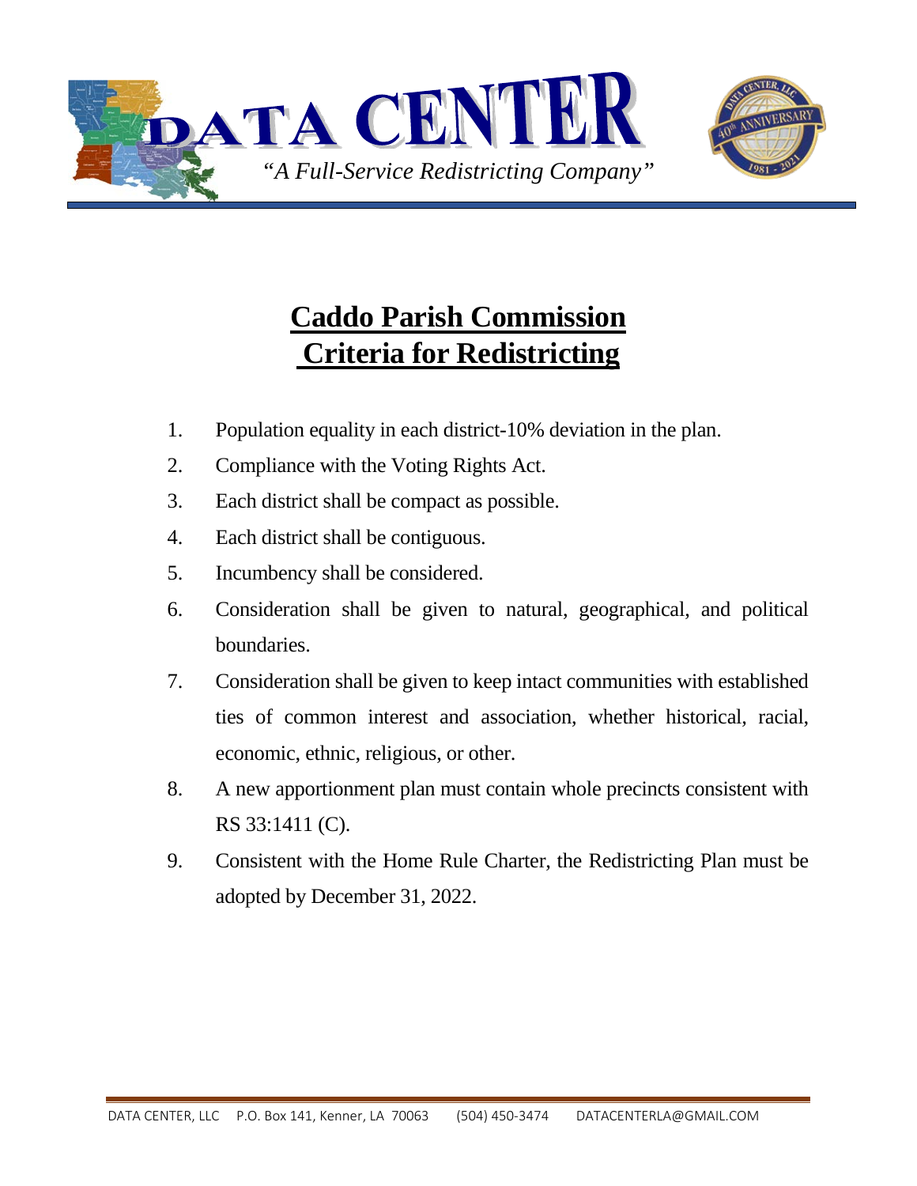# DATA CENTER

*"A Full-Service Redistricting Company"*

## Caddo Parish Commission Criteria for Redistricting

1. Population equality in each district-10% deviation in the plan.
2. Compliance with the Voting Rights Act.
3. Each district shall be compact as possible.
4. Each district shall be contiguous.
5. Incumbency shall be considered.
6. Consideration shall be given to natural, geographical, and political boundaries.
7. Consideration shall be given to keep intact communities with established ties of common interest and association, whether historical, racial, economic, ethnic, religious, or other.
8. A new apportionment plan must contain whole precincts consistent with RS 33:1411 (C).
9. Consistent with the Home Rule Charter, the Redistricting Plan must be adopted by December 31, 2022.

DATA CENTER, LLC P.O. Box 141, Kenner, LA 70063 (504) 450-3474 DATACENTERLA@GMAIL.COM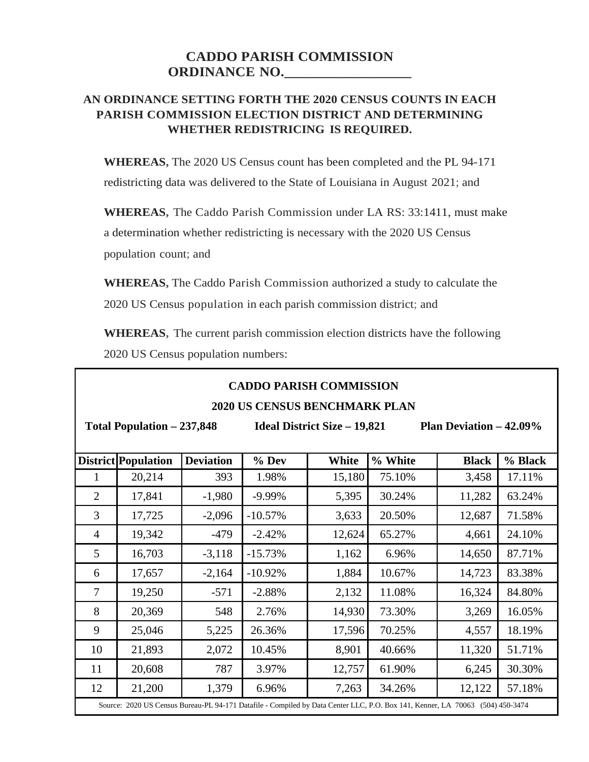# CADDO PARISH COMMISSION
# ORDINANCE NO.\_\_\_\_\_\_\_\_\_\_\_\_\_\_\_\_\_\_

## AN ORDINANCE SETTING FORTH THE 2020 CENSUS COUNTS IN EACH PARISH COMMISSION ELECTION DISTRICT AND DETERMINING WHETHER REDISTRICING IS REQUIRED.

**WHEREAS,** The 2020 US Census count has been completed and the PL 94-171 redistricting data was delivered to the State of Louisiana in August 2021; and

**WHEREAS,** The Caddo Parish Commission under LA RS: 33:1411, must make a determination whether redistricting is necessary with the 2020 US Census population count; and

**WHEREAS,** The Caddo Parish Commission authorized a study to calculate the 2020 US Census population in each parish commission district; and

**WHEREAS,** The current parish commission election districts have the following 2020 US Census population numbers:

**CADDO PARISH COMMISSION**

**2020 US CENSUS BENCHMARK PLAN**

**Total Population – 237,848** | **Ideal District Size – 19,821** | **Plan Deviation – 42.09%**

| District | Population | Deviation | % Dev | White | % White | Black | % Black |
|---|---|---|---|---|---|---|---|
| 1 | 20,214 | 393 | 1.98% | 15,180 | 75.10% | 3,458 | 17.11% |
| 2 | 17,841 | -1,980 | -9.99% | 5,395 | 30.24% | 11,282 | 63.24% |
| 3 | 17,725 | -2,096 | -10.57% | 3,633 | 20.50% | 12,687 | 71.58% |
| 4 | 19,342 | -479 | -2.42% | 12,624 | 65.27% | 4,661 | 24.10% |
| 5 | 16,703 | -3,118 | -15.73% | 1,162 | 6.96% | 14,650 | 87.71% |
| 6 | 17,657 | -2,164 | -10.92% | 1,884 | 10.67% | 14,723 | 83.38% |
| 7 | 19,250 | -571 | -2.88% | 2,132 | 11.08% | 16,324 | 84.80% |
| 8 | 20,369 | 548 | 2.76% | 14,930 | 73.30% | 3,269 | 16.05% |
| 9 | 25,046 | 5,225 | 26.36% | 17,596 | 70.25% | 4,557 | 18.19% |
| 10 | 21,893 | 2,072 | 10.45% | 8,901 | 40.66% | 11,320 | 51.71% |
| 11 | 20,608 | 787 | 3.97% | 12,757 | 61.90% | 6,245 | 30.30% |
| 12 | 21,200 | 1,379 | 6.96% | 7,263 | 34.26% | 12,122 | 57.18% |

Source: 2020 US Census Bureau-PL 94-171 Datafile - Compiled by Data Center LLC, P.O. Box 141, Kenner, LA 70063 (504) 450-3474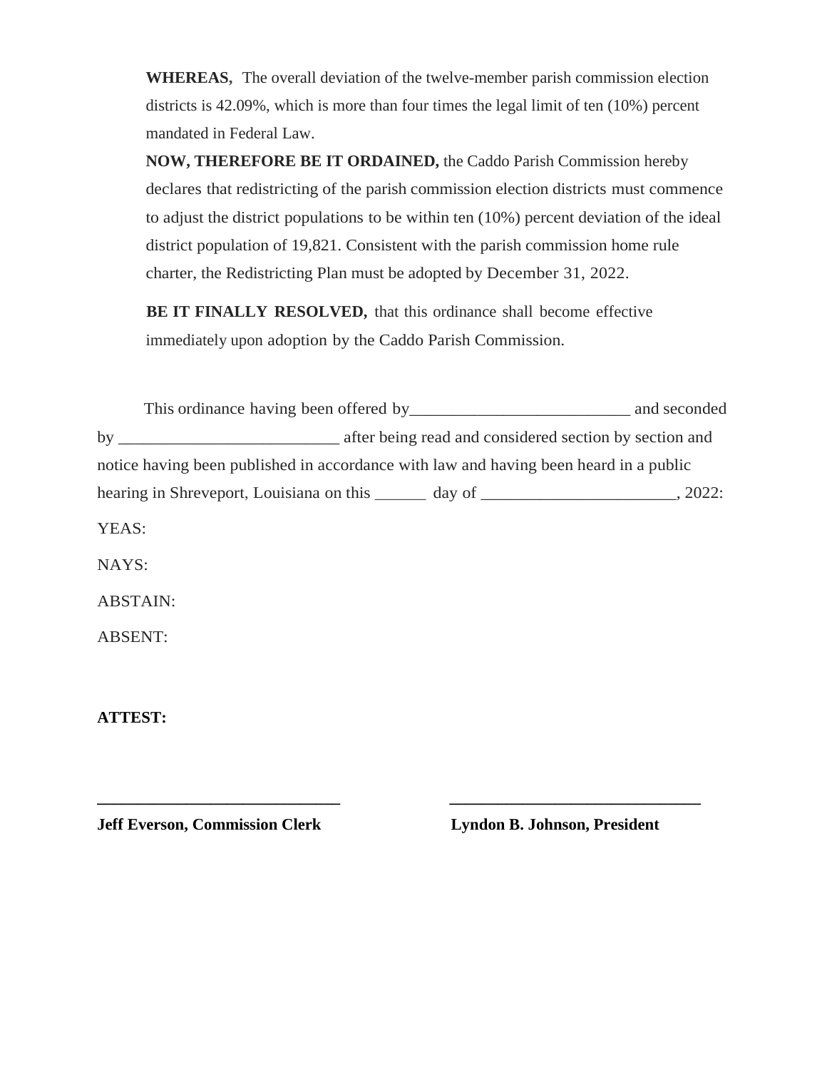**WHEREAS,** The overall deviation of the twelve-member parish commission election districts is 42.09%, which is more than four times the legal limit of ten (10%) percent mandated in Federal Law.

**NOW, THEREFORE BE IT ORDAINED,** the Caddo Parish Commission hereby declares that redistricting of the parish commission election districts must commence to adjust the district populations to be within ten (10%) percent deviation of the ideal district population of 19,821. Consistent with the parish commission home rule charter, the Redistricting Plan must be adopted by December 31, 2022.

**BE IT FINALLY RESOLVED,** that this ordinance shall become effective immediately upon adoption by the Caddo Parish Commission.

This ordinance having been offered by__________________________ and seconded by __________________________ after being read and considered section by section and notice having been published in accordance with law and having been heard in a public hearing in Shreveport, Louisiana on this ______ day of _______________________, 2022:

YEAS:

NAYS:

ABSTAIN:

ABSENT:

**ATTEST:**

**_____________________________** **_______________________________**

**Jeff Everson, Commission Clerk** **Lyndon B. Johnson, President**